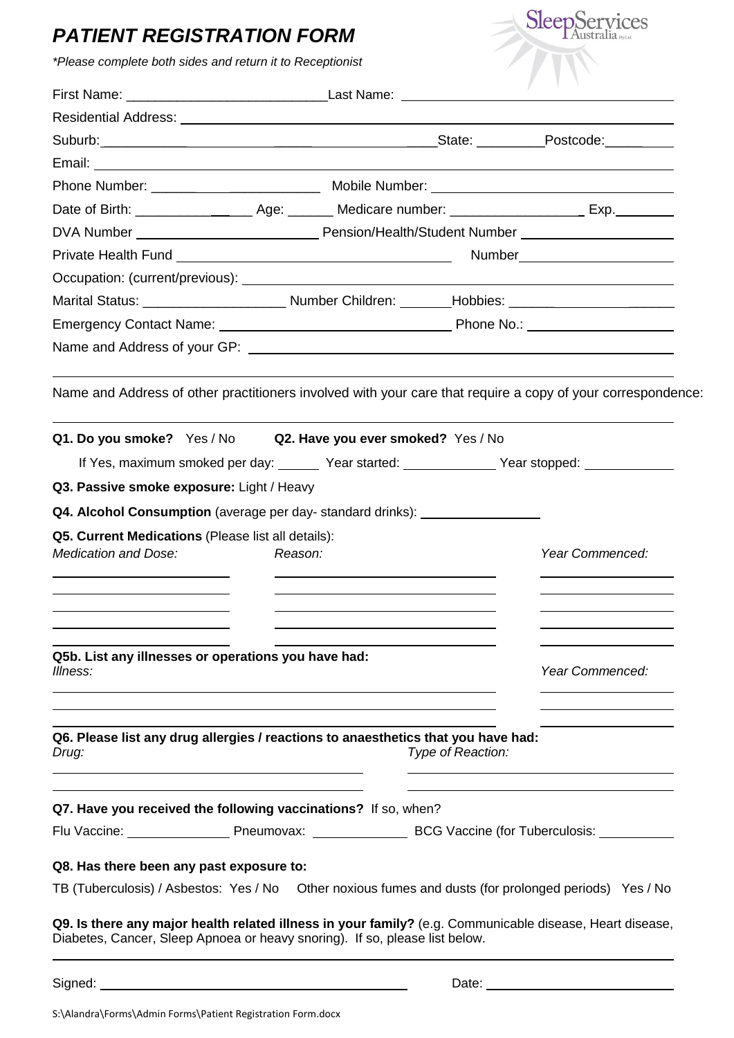# PATIENT REGISTRATION FORM

*\*Please complete both sides and return it to Receptionist*

SleepServices Australia Pty Ltd

First Name: ___________________________ Last Name: ___________________________

Residential Address: ___________________________

Suburb: ___________________________ State: _________ Postcode: _________

Email: ___________________________

Phone Number: ___________________________ Mobile Number: ___________________________

Date of Birth: ___________ Age: ______ Medicare number: _________________ Exp. ________

DVA Number ___________________________ Pension/Health/Student Number ___________________________

Private Health Fund ___________________________ Number ___________________________

Occupation: (current/previous): ___________________________

Marital Status: ___________________ Number Children: _______ Hobbies: ___________________

Emergency Contact Name: ___________________________ Phone No.: ___________________________

Name and Address of your GP: ___________________________

___________________________

Name and Address of other practitioners involved with your care that require a copy of your correspondence:

___________________________

**Q1. Do you smoke?** Yes / No **Q2. Have you ever smoked?** Yes / No

If Yes, maximum smoked per day: ______ Year started: _____________ Year stopped: _____________

**Q3. Passive smoke exposure:** Light / Heavy

**Q4. Alcohol Consumption** (average per day- standard drinks): _________________

**Q5. Current Medications** (Please list all details):

| *Medication and Dose:* | *Reason:* | *Year Commenced:* |
|---|---|---|
| | | |
| | | |
| | | |
| | | |

**Q5b. List any illnesses or operations you have had:**

| *Illness:* | *Year Commenced:* |
|---|---|
| | |
| | |

**Q6. Please list any drug allergies / reactions to anaesthetics that you have had:**

| *Drug:* | *Type of Reaction:* |
|---|---|
| | |
| | |

**Q7. Have you received the following vaccinations?** If so, when?

Flu Vaccine: _______________ Pneumovax: _______________ BCG Vaccine (for Tuberculosis: _______________

**Q8. Has there been any past exposure to:**

TB (Tuberculosis) / Asbestos: Yes / No Other noxious fumes and dusts (for prolonged periods) Yes / No

**Q9. Is there any major health related illness in your family?** (e.g. Communicable disease, Heart disease, Diabetes, Cancer, Sleep Apnoea or heavy snoring). If so, please list below.

___________________________

Signed: ___________________________ Date: ___________________________

S:\Alandra\Forms\Admin Forms\Patient Registration Form.docx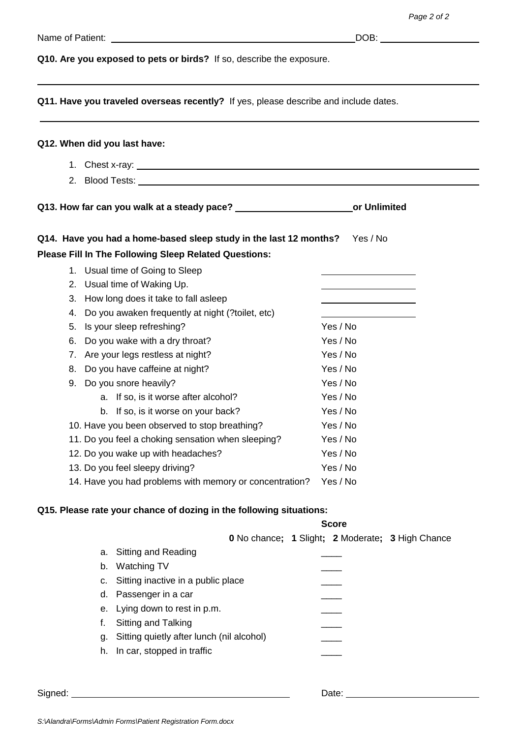Name of Patient: ______________________________________________ DOB: __________________

**Q10. Are you exposed to pets or birds?** If so, describe the exposure.

______________________________________________________________________________

**Q11. Have you traveled overseas recently?** If yes, please describe and include dates.

______________________________________________________________________________

**Q12. When did you last have:**

1. Chest x-ray: ______________________________________________
2. Blood Tests: ______________________________________________

**Q13. How far can you walk at a steady pace? ______________________ or Unlimited**

**Q14. Have you had a home-based sleep study in the last 12 months?** Yes / No

**Please Fill In The Following Sleep Related Questions:**

1. Usual time of Going to Sleep ____________________
2. Usual time of Waking Up. ____________________
3. How long does it take to fall asleep ____________________
4. Do you awaken frequently at night (?toilet, etc) ____________________
5. Is your sleep refreshing? Yes / No
6. Do you wake with a dry throat? Yes / No
7. Are your legs restless at night? Yes / No
8. Do you have caffeine at night? Yes / No
9. Do you snore heavily? Yes / No
   a. If so, is it worse after alcohol? Yes / No
   b. If so, is it worse on your back? Yes / No
10. Have you been observed to stop breathing? Yes / No
11. Do you feel a choking sensation when sleeping? Yes / No
12. Do you wake up with headaches? Yes / No
13. Do you feel sleepy driving? Yes / No
14. Have you had problems with memory or concentration? Yes / No

**Q15. Please rate your chance of dozing in the following situations:**

**Score**

**0** No chance**;** **1** Slight**;** **2** Moderate**;** **3** High Chance

a. Sitting and Reading ____
b. Watching TV ____
c. Sitting inactive in a public place ____
d. Passenger in a car ____
e. Lying down to rest in p.m. ____
f. Sitting and Talking ____
g. Sitting quietly after lunch (nil alcohol) ____
h. In car, stopped in traffic ____

Signed: ______________________________________ Date: ________________________

*S:\Alandra\Forms\Admin Forms\Patient Registration Form.docx*